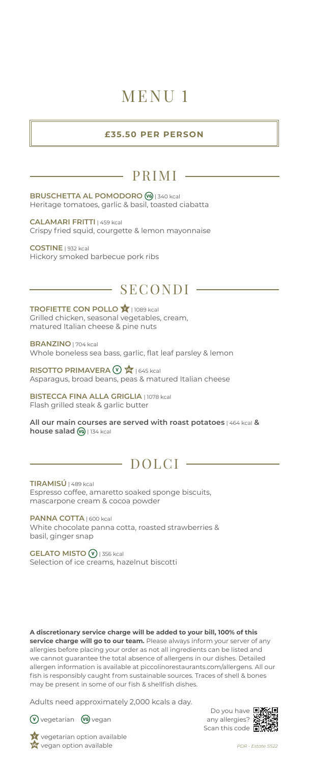# MENU 1

**£35.50 PER PERSON**

## PRIMI

**BRUSCHETTA AL POMODORO** (VG) | 340 kcal
Heritage tomatoes, garlic & basil, toasted ciabatta

**CALAMARI FRITTI** | 459 kcal
Crispy fried squid, courgette & lemon mayonnaise

**COSTINE** | 932 kcal
Hickory smoked barbecue pork ribs

## SECONDI

**TROFIETTE CON POLLO** (vegetarian option available) | 1089 kcal
Grilled chicken, seasonal vegetables, cream, matured Italian cheese & pine nuts

**BRANZINO** | 704 kcal
Whole boneless sea bass, garlic, flat leaf parsley & lemon

**RISOTTO PRIMAVERA** (V) (vegan option available) | 645 kcal
Asparagus, broad beans, peas & matured Italian cheese

**BISTECCA FINA ALLA GRIGLIA** | 1078 kcal
Flash grilled steak & garlic butter

**All our main courses are served with roast potatoes** | 464 kcal **& house salad** (VG) | 134 kcal

## DOLCI

**TIRAMISÙ** | 489 kcal
Espresso coffee, amaretto soaked sponge biscuits, mascarpone cream & cocoa powder

**PANNA COTTA** | 600 kcal
White chocolate panna cotta, roasted strawberries & basil, ginger snap

**GELATO MISTO** (V) | 356 kcal
Selection of ice creams, hazelnut biscotti

**A discretionary service charge will be added to your bill, 100% of this service charge will go to our team.** Please always inform your server of any allergies before placing your order as not all ingredients can be listed and we cannot guarantee the total absence of allergens in our dishes. Detailed allergen information is available at piccolinorestaurants.com/allergens. All our fish is responsibly caught from sustainable sources. Traces of shell & bones may be present in some of our fish & shellfish dishes.

Adults need approximately 2,000 kcals a day.

(V) vegetarian (VG) vegan

Vegetarian option available
Vegan option available

Do you have any allergies? Scan this code

*PDR - Estate SS22*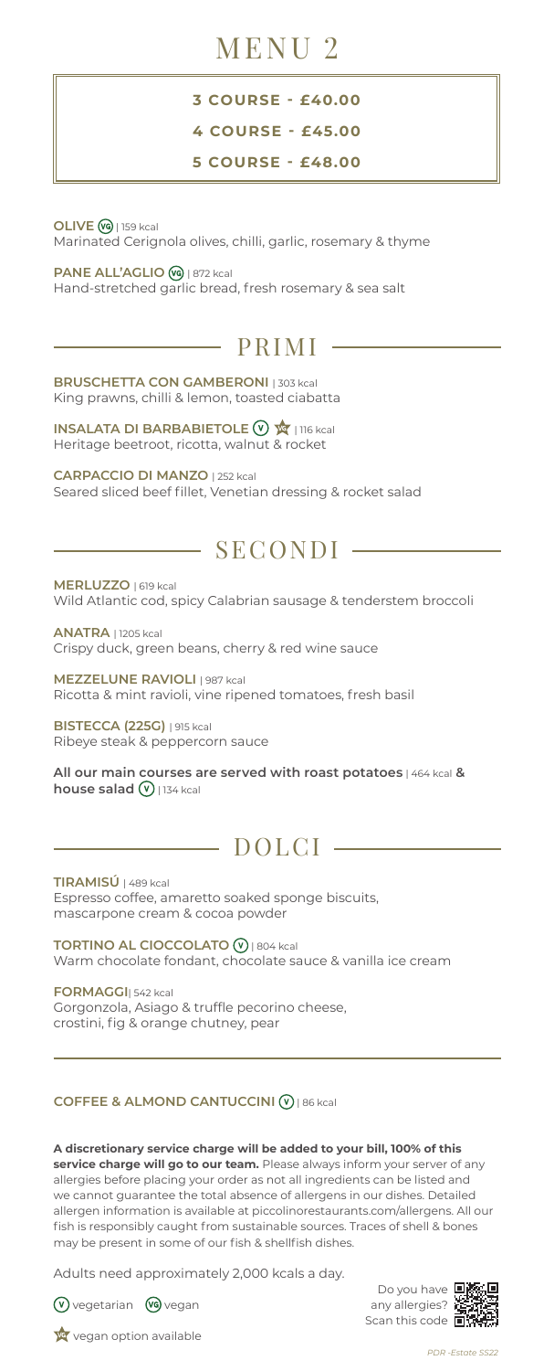# MENU 2

**3 COURSE - £40.00**

**4 COURSE - £45.00**

**5 COURSE - £48.00**

**OLIVE** (VG) | 159 kcal
Marinated Cerignola olives, chilli, garlic, rosemary & thyme

**PANE ALL'AGLIO** (VG) | 872 kcal
Hand-stretched garlic bread, fresh rosemary & sea salt

## PRIMI

**BRUSCHETTA CON GAMBERONI** | 303 kcal
King prawns, chilli & lemon, toasted ciabatta

**INSALATA DI BARBABIETOLE** (V) (VG option) | 116 kcal
Heritage beetroot, ricotta, walnut & rocket

**CARPACCIO DI MANZO** | 252 kcal
Seared sliced beef fillet, Venetian dressing & rocket salad

## SECONDI

**MERLUZZO** | 619 kcal
Wild Atlantic cod, spicy Calabrian sausage & tenderstem broccoli

**ANATRA** | 1205 kcal
Crispy duck, green beans, cherry & red wine sauce

**MEZZELUNE RAVIOLI** | 987 kcal
Ricotta & mint ravioli, vine ripened tomatoes, fresh basil

**BISTECCA (225G)** | 915 kcal
Ribeye steak & peppercorn sauce

**All our main courses are served with roast potatoes** | 464 kcal **& house salad** (V) | 134 kcal

## DOLCI

**TIRAMISÚ** | 489 kcal
Espresso coffee, amaretto soaked sponge biscuits, mascarpone cream & cocoa powder

**TORTINO AL CIOCCOLATO** (V) | 804 kcal
Warm chocolate fondant, chocolate sauce & vanilla ice cream

**FORMAGGI** | 542 kcal
Gorgonzola, Asiago & truffle pecorino cheese, crostini, fig & orange chutney, pear

**COFFEE & ALMOND CANTUCCINI** (V) | 86 kcal

**A discretionary service charge will be added to your bill, 100% of this service charge will go to our team.** Please always inform your server of any allergies before placing your order as not all ingredients can be listed and we cannot guarantee the total absence of allergens in our dishes. Detailed allergen information is available at piccolinorestaurants.com/allergens. All our fish is responsibly caught from sustainable sources. Traces of shell & bones may be present in some of our fish & shellfish dishes.

Adults need approximately 2,000 kcals a day.

(V) vegetarian (VG) vegan

(VG option) vegan option available

Do you have any allergies? Scan this code

*PDR -Estate SS22*